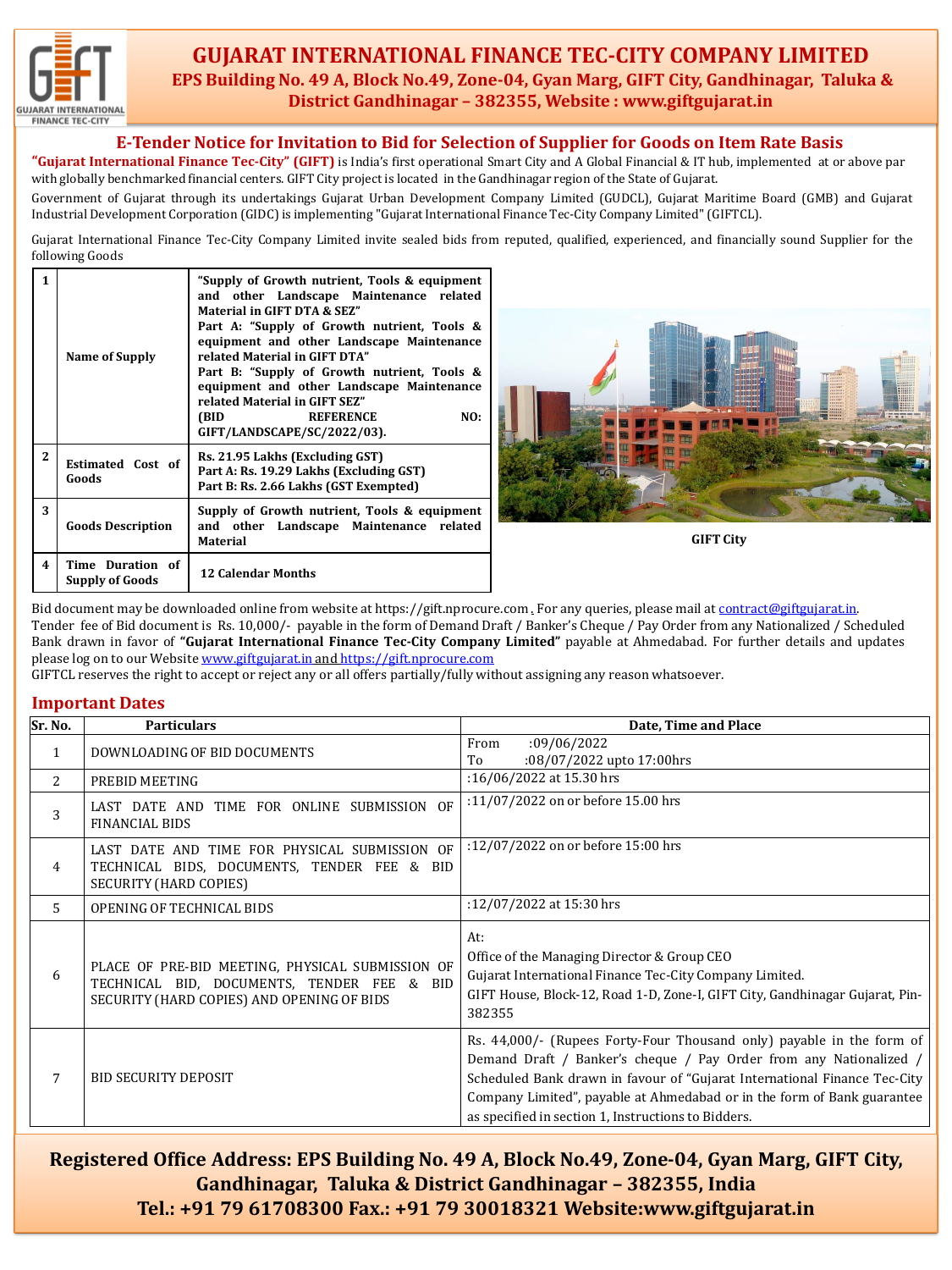# GUJARAT INTERNATIONAL FINANCE TEC-CITY COMPANY LIMITED

**EPS Building No. 49 A, Block No.49, Zone-04, Gyan Marg, GIFT City, Gandhinagar, Taluka & District Gandhinagar – 382355, Website : www.giftgujarat.in**

## E-Tender Notice for Invitation to Bid for Selection of Supplier for Goods on Item Rate Basis

**"Gujarat International Finance Tec-City" (GIFT)** is India's first operational Smart City and A Global Financial & IT hub, implemented at or above par with globally benchmarked financial centers. GIFT City project is located in the Gandhinagar region of the State of Gujarat.

Government of Gujarat through its undertakings Gujarat Urban Development Company Limited (GUDCL), Gujarat Maritime Board (GMB) and Gujarat Industrial Development Corporation (GIDC) is implementing "Gujarat International Finance Tec-City Company Limited" (GIFTCL).

Gujarat International Finance Tec-City Company Limited invite sealed bids from reputed, qualified, experienced, and financially sound Supplier for the following Goods

| | | |
|---|---|---|
| 1 | Name of Supply | **"Supply of Growth nutrient, Tools & equipment and other Landscape Maintenance related Material in GIFT DTA & SEZ"**<br>**Part A: "Supply of Growth nutrient, Tools & equipment and other Landscape Maintenance related Material in GIFT DTA"**<br>**Part B: "Supply of Growth nutrient, Tools & equipment and other Landscape Maintenance related Material in GIFT SEZ"**<br>**(BID REFERENCE NO: GIFT/LANDSCAPE/SC/2022/03).** |
| 2 | Estimated Cost of Goods | **Rs. 21.95 Lakhs (Excluding GST)**<br>**Part A: Rs. 19.29 Lakhs (Excluding GST)**<br>**Part B: Rs. 2.66 Lakhs (GST Exempted)** |
| 3 | Goods Description | **Supply of Growth nutrient, Tools & equipment and other Landscape Maintenance related Material** |
| 4 | Time Duration of Supply of Goods | **12 Calendar Months** |

GIFT City

Bid document may be downloaded online from website at https://gift.nprocure.com . For any queries, please mail at contract@giftgujarat.in.
Tender fee of Bid document is Rs. 10,000/- payable in the form of Demand Draft / Banker's Cheque / Pay Order from any Nationalized / Scheduled Bank drawn in favor of **"Gujarat International Finance Tec-City Company Limited"** payable at Ahmedabad. For further details and updates please log on to our Website www.giftgujarat.in and https://gift.nprocure.com
GIFTCL reserves the right to accept or reject any or all offers partially/fully without assigning any reason whatsoever.

## Important Dates

| Sr. No. | Particulars | Date, Time and Place |
|---|---|---|
| 1 | DOWNLOADING OF BID DOCUMENTS | From :09/06/2022<br>To :08/07/2022 upto 17:00hrs |
| 2 | PREBID MEETING | :16/06/2022 at 15.30 hrs |
| 3 | LAST DATE AND TIME FOR ONLINE SUBMISSION OF FINANCIAL BIDS | :11/07/2022 on or before 15.00 hrs |
| 4 | LAST DATE AND TIME FOR PHYSICAL SUBMISSION OF TECHNICAL BIDS, DOCUMENTS, TENDER FEE & BID SECURITY (HARD COPIES) | :12/07/2022 on or before 15:00 hrs |
| 5 | OPENING OF TECHNICAL BIDS | :12/07/2022 at 15:30 hrs |
| 6 | PLACE OF PRE-BID MEETING, PHYSICAL SUBMISSION OF TECHNICAL BID, DOCUMENTS, TENDER FEE & BID SECURITY (HARD COPIES) AND OPENING OF BIDS | At:<br>Office of the Managing Director & Group CEO<br>Gujarat International Finance Tec-City Company Limited.<br>GIFT House, Block-12, Road 1-D, Zone-I, GIFT City, Gandhinagar Gujarat, Pin-382355 |
| 7 | BID SECURITY DEPOSIT | Rs. 44,000/- (Rupees Forty-Four Thousand only) payable in the form of Demand Draft / Banker's cheque / Pay Order from any Nationalized / Scheduled Bank drawn in favour of "Gujarat International Finance Tec-City Company Limited", payable at Ahmedabad or in the form of Bank guarantee as specified in section 1, Instructions to Bidders. |

**Registered Office Address: EPS Building No. 49 A, Block No.49, Zone-04, Gyan Marg, GIFT City, Gandhinagar, Taluka & District Gandhinagar – 382355, India**
**Tel.: +91 79 61708300 Fax.: +91 79 30018321 Website:www.giftgujarat.in**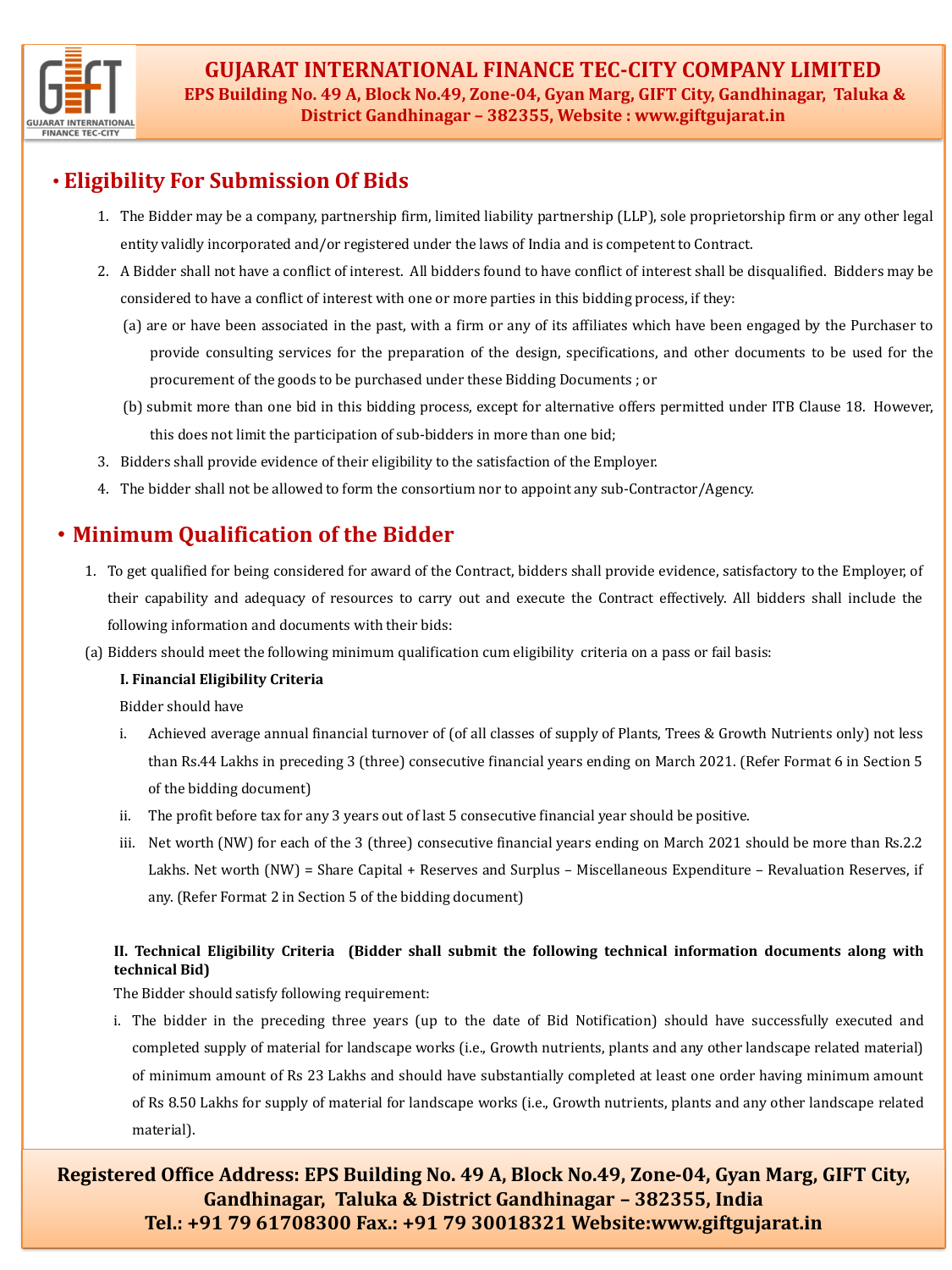## • Eligibility For Submission Of Bids

1. The Bidder may be a company, partnership firm, limited liability partnership (LLP), sole proprietorship firm or any other legal entity validly incorporated and/or registered under the laws of India and is competent to Contract.
2. A Bidder shall not have a conflict of interest. All bidders found to have conflict of interest shall be disqualified. Bidders may be considered to have a conflict of interest with one or more parties in this bidding process, if they:
   (a) are or have been associated in the past, with a firm or any of its affiliates which have been engaged by the Purchaser to provide consulting services for the preparation of the design, specifications, and other documents to be used for the procurement of the goods to be purchased under these Bidding Documents ; or
   (b) submit more than one bid in this bidding process, except for alternative offers permitted under ITB Clause 18. However, this does not limit the participation of sub-bidders in more than one bid;
3. Bidders shall provide evidence of their eligibility to the satisfaction of the Employer.
4. The bidder shall not be allowed to form the consortium nor to appoint any sub-Contractor/Agency.

## • Minimum Qualification of the Bidder

1. To get qualified for being considered for award of the Contract, bidders shall provide evidence, satisfactory to the Employer, of their capability and adequacy of resources to carry out and execute the Contract effectively. All bidders shall include the following information and documents with their bids:

(a) Bidders should meet the following minimum qualification cum eligibility criteria on a pass or fail basis:

**I. Financial Eligibility Criteria**

Bidder should have

i. Achieved average annual financial turnover of (of all classes of supply of Plants, Trees & Growth Nutrients only) not less than Rs.44 Lakhs in preceding 3 (three) consecutive financial years ending on March 2021. (Refer Format 6 in Section 5 of the bidding document)

ii. The profit before tax for any 3 years out of last 5 consecutive financial year should be positive.

iii. Net worth (NW) for each of the 3 (three) consecutive financial years ending on March 2021 should be more than Rs.2.2 Lakhs. Net worth (NW) = Share Capital + Reserves and Surplus – Miscellaneous Expenditure – Revaluation Reserves, if any. (Refer Format 2 in Section 5 of the bidding document)

**II. Technical Eligibility Criteria (Bidder shall submit the following technical information documents along with technical Bid)**

The Bidder should satisfy following requirement:

i. The bidder in the preceding three years (up to the date of Bid Notification) should have successfully executed and completed supply of material for landscape works (i.e., Growth nutrients, plants and any other landscape related material) of minimum amount of Rs 23 Lakhs and should have substantially completed at least one order having minimum amount of Rs 8.50 Lakhs for supply of material for landscape works (i.e., Growth nutrients, plants and any other landscape related material).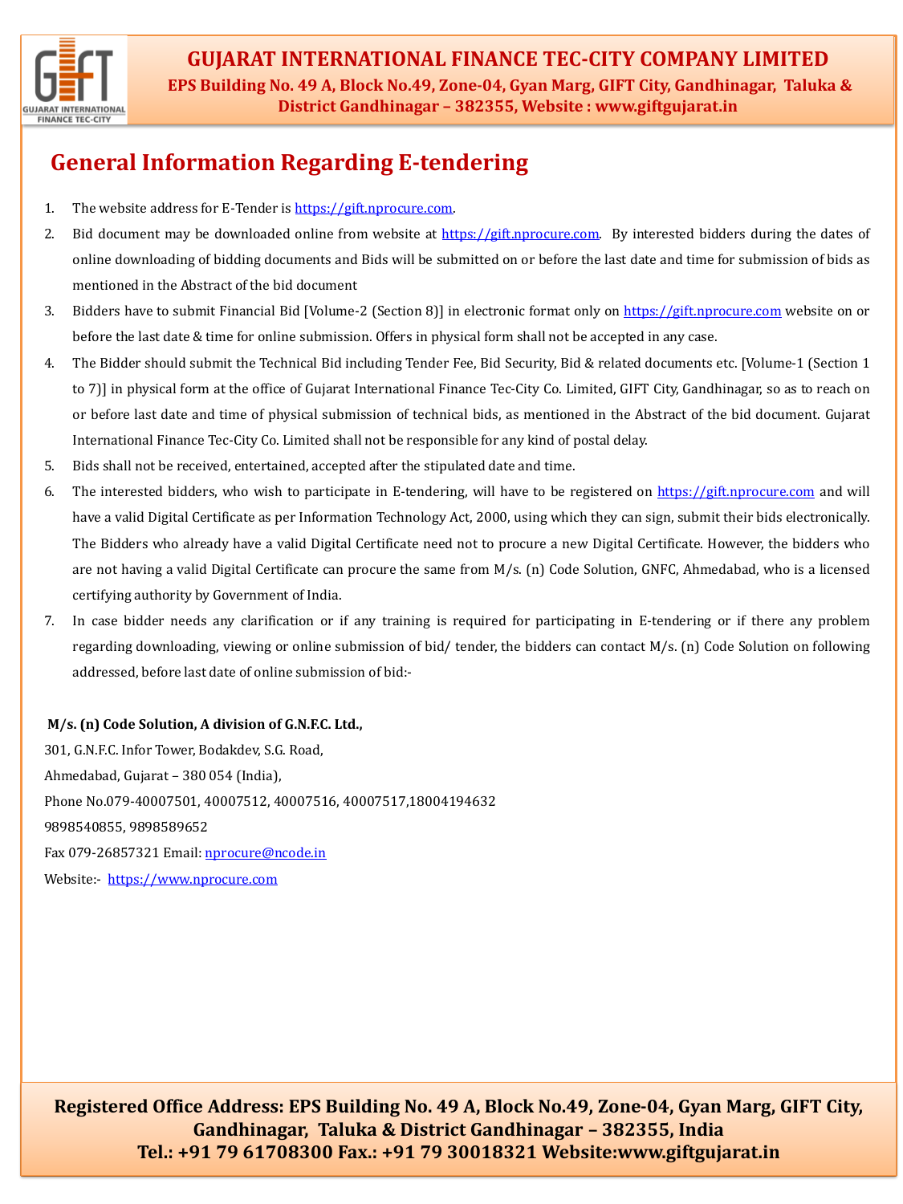# General Information Regarding E-tendering

1. The website address for E-Tender is https://gift.nprocure.com.
2. Bid document may be downloaded online from website at https://gift.nprocure.com. By interested bidders during the dates of online downloading of bidding documents and Bids will be submitted on or before the last date and time for submission of bids as mentioned in the Abstract of the bid document
3. Bidders have to submit Financial Bid [Volume-2 (Section 8)] in electronic format only on https://gift.nprocure.com website on or before the last date & time for online submission. Offers in physical form shall not be accepted in any case.
4. The Bidder should submit the Technical Bid including Tender Fee, Bid Security, Bid & related documents etc. [Volume-1 (Section 1 to 7)] in physical form at the office of Gujarat International Finance Tec-City Co. Limited, GIFT City, Gandhinagar, so as to reach on or before last date and time of physical submission of technical bids, as mentioned in the Abstract of the bid document. Gujarat International Finance Tec-City Co. Limited shall not be responsible for any kind of postal delay.
5. Bids shall not be received, entertained, accepted after the stipulated date and time.
6. The interested bidders, who wish to participate in E-tendering, will have to be registered on https://gift.nprocure.com and will have a valid Digital Certificate as per Information Technology Act, 2000, using which they can sign, submit their bids electronically. The Bidders who already have a valid Digital Certificate need not to procure a new Digital Certificate. However, the bidders who are not having a valid Digital Certificate can procure the same from M/s. (n) Code Solution, GNFC, Ahmedabad, who is a licensed certifying authority by Government of India.
7. In case bidder needs any clarification or if any training is required for participating in E-tendering or if there any problem regarding downloading, viewing or online submission of bid/ tender, the bidders can contact M/s. (n) Code Solution on following addressed, before last date of online submission of bid:-

**M/s. (n) Code Solution, A division of G.N.F.C. Ltd.,**

301, G.N.F.C. Infor Tower, Bodakdev, S.G. Road,

Ahmedabad, Gujarat – 380 054 (India),

Phone No.079-40007501, 40007512, 40007516, 40007517,18004194632

9898540855, 9898589652

Fax 079-26857321 Email: nprocure@ncode.in

Website:- https://www.nprocure.com